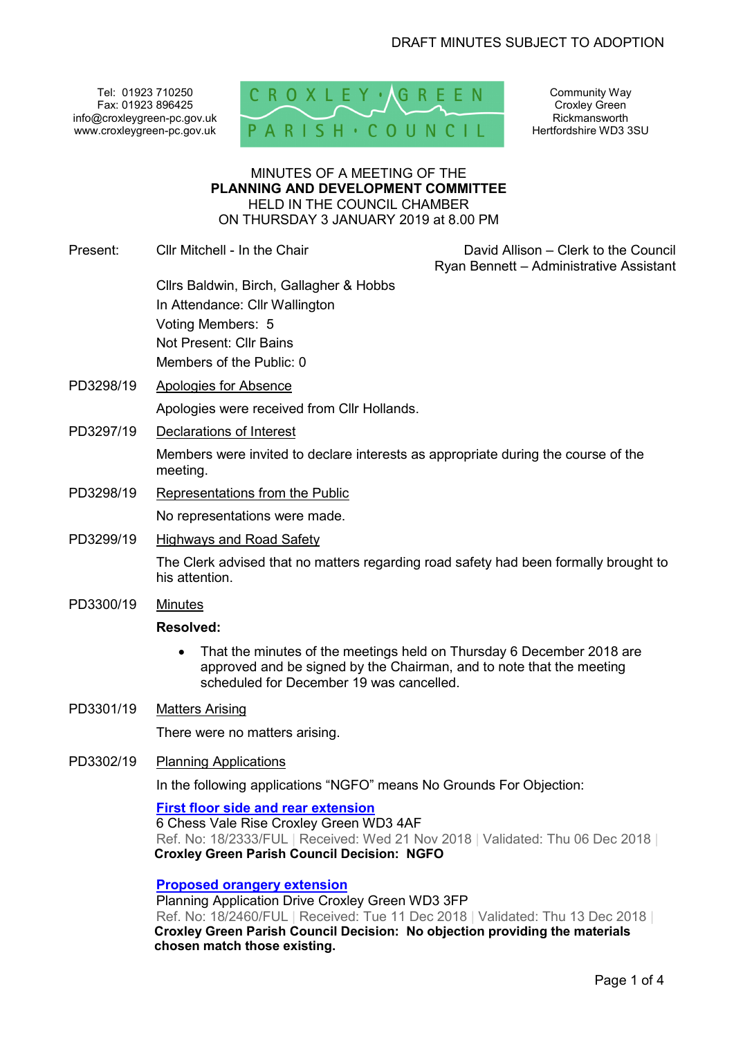DRAFT MINUTES SUBJECT TO ADOPTION

Tel: 01923 710250
Fax: 01923 896425
info@croxleygreen-pc.gov.uk
www.croxleygreen-pc.gov.uk

CROXLEY GREEN PARISH COUNCIL

Community Way
Croxley Green
Rickmansworth
Hertfordshire WD3 3SU

MINUTES OF A MEETING OF THE
**PLANNING AND DEVELOPMENT COMMITTEE**
HELD IN THE COUNCIL CHAMBER
ON THURSDAY 3 JANUARY 2019 at 8.00 PM

Present: Cllr Mitchell - In the Chair

David Allison – Clerk to the Council
Ryan Bennett – Administrative Assistant

Cllrs Baldwin, Birch, Gallagher & Hobbs
In Attendance: Cllr Wallington
Voting Members: 5
Not Present: Cllr Bains
Members of the Public: 0

PD3298/19 Apologies for Absence

Apologies were received from Cllr Hollands.

PD3297/19 Declarations of Interest

Members were invited to declare interests as appropriate during the course of the meeting.

PD3298/19 Representations from the Public

No representations were made.

PD3299/19 Highways and Road Safety

The Clerk advised that no matters regarding road safety had been formally brought to his attention.

PD3300/19 Minutes

**Resolved:**

- That the minutes of the meetings held on Thursday 6 December 2018 are approved and be signed by the Chairman, and to note that the meeting scheduled for December 19 was cancelled.

PD3301/19 Matters Arising

There were no matters arising.

PD3302/19 Planning Applications

In the following applications "NGFO" means No Grounds For Objection:

**First floor side and rear extension**
6 Chess Vale Rise Croxley Green WD3 4AF
Ref. No: 18/2333/FUL | Received: Wed 21 Nov 2018 | Validated: Thu 06 Dec 2018 |
**Croxley Green Parish Council Decision: NGFO**

**Proposed orangery extension**
Planning Application Drive Croxley Green WD3 3FP
Ref. No: 18/2460/FUL | Received: Tue 11 Dec 2018 | Validated: Thu 13 Dec 2018 |
**Croxley Green Parish Council Decision: No objection providing the materials chosen match those existing.**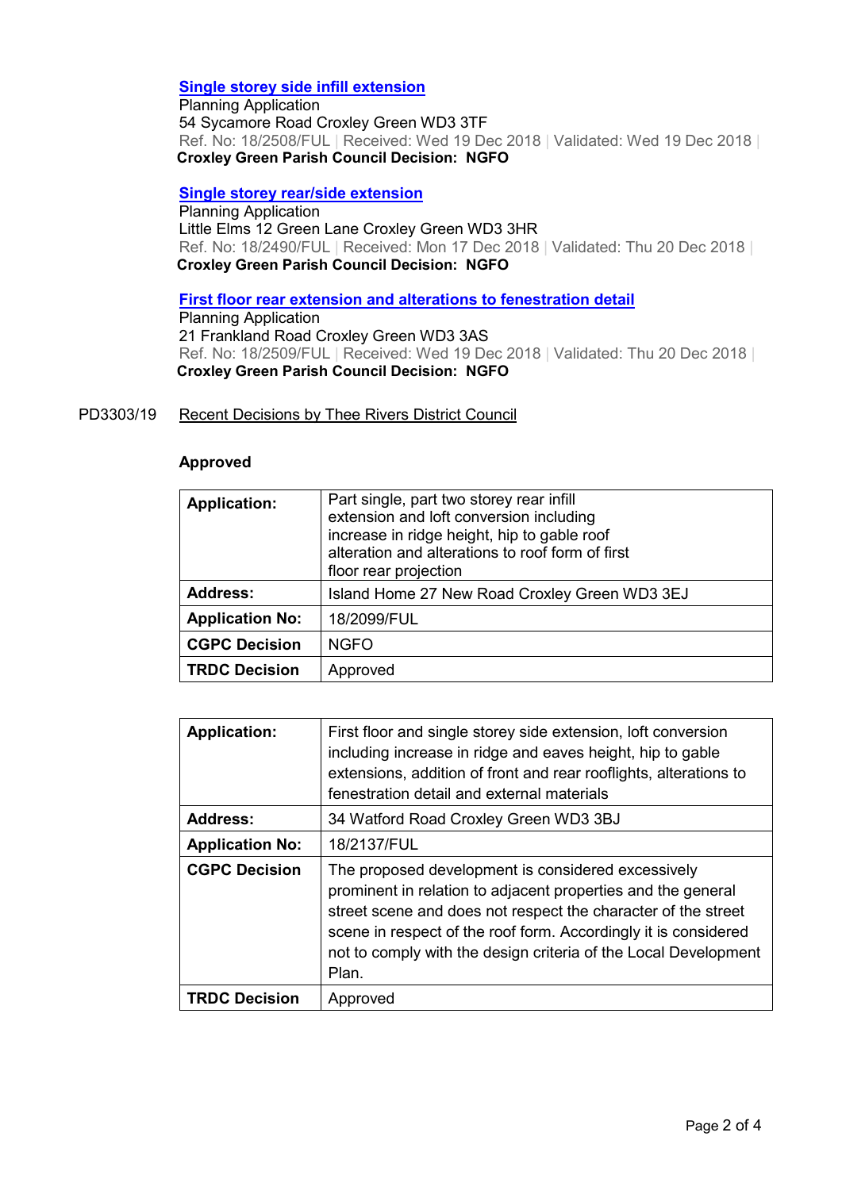**Single storey side infill extension**
Planning Application
54 Sycamore Road Croxley Green WD3 3TF
Ref. No: 18/2508/FUL | Received: Wed 19 Dec 2018 | Validated: Wed 19 Dec 2018 |
**Croxley Green Parish Council Decision: NGFO**

**Single storey rear/side extension**
Planning Application
Little Elms 12 Green Lane Croxley Green WD3 3HR
Ref. No: 18/2490/FUL | Received: Mon 17 Dec 2018 | Validated: Thu 20 Dec 2018 |
**Croxley Green Parish Council Decision: NGFO**

**First floor rear extension and alterations to fenestration detail**
Planning Application
21 Frankland Road Croxley Green WD3 3AS
Ref. No: 18/2509/FUL | Received: Wed 19 Dec 2018 | Validated: Thu 20 Dec 2018 |
**Croxley Green Parish Council Decision: NGFO**

PD3303/19 Recent Decisions by Thee Rivers District Council

**Approved**

| **Application:** | Part single, part two storey rear infill extension and loft conversion including increase in ridge height, hip to gable roof alteration and alterations to roof form of first floor rear projection |
|---|---|
| **Address:** | Island Home 27 New Road Croxley Green WD3 3EJ |
| **Application No:** | 18/2099/FUL |
| **CGPC Decision** | NGFO |
| **TRDC Decision** | Approved |

| **Application:** | First floor and single storey side extension, loft conversion including increase in ridge and eaves height, hip to gable extensions, addition of front and rear rooflights, alterations to fenestration detail and external materials |
|---|---|
| **Address:** | 34 Watford Road Croxley Green WD3 3BJ |
| **Application No:** | 18/2137/FUL |
| **CGPC Decision** | The proposed development is considered excessively prominent in relation to adjacent properties and the general street scene and does not respect the character of the street scene in respect of the roof form. Accordingly it is considered not to comply with the design criteria of the Local Development Plan. |
| **TRDC Decision** | Approved |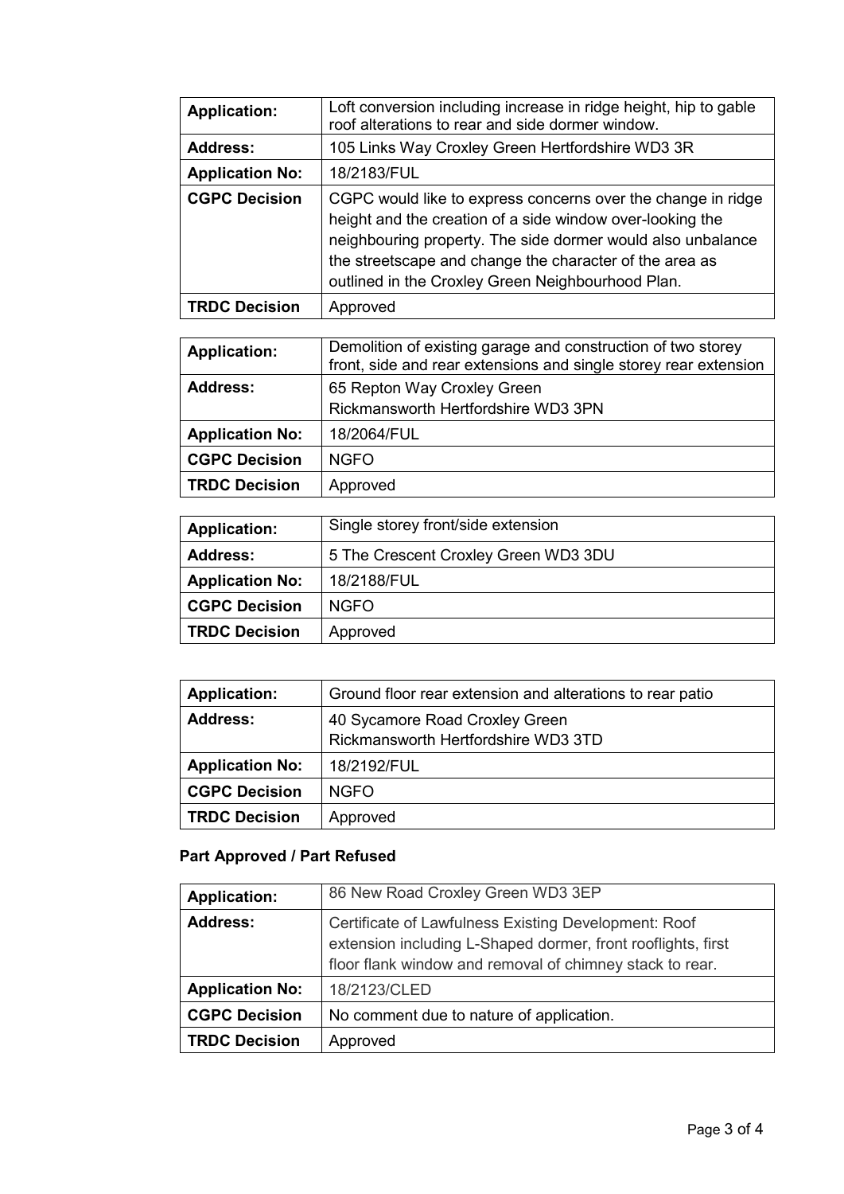| Application: | Loft conversion including increase in ridge height, hip to gable roof alterations to rear and side dormer window. |
|---|---|
| Address: | 105 Links Way Croxley Green Hertfordshire WD3 3R |
| Application No: | 18/2183/FUL |
| CGPC Decision | CGPC would like to express concerns over the change in ridge height and the creation of a side window over-looking the neighbouring property. The side dormer would also unbalance the streetscape and change the character of the area as outlined in the Croxley Green Neighbourhood Plan. |
| TRDC Decision | Approved |

| Application: | Demolition of existing garage and construction of two storey front, side and rear extensions and single storey rear extension |
|---|---|
| Address: | 65 Repton Way Croxley Green Rickmansworth Hertfordshire WD3 3PN |
| Application No: | 18/2064/FUL |
| CGPC Decision | NGFO |
| TRDC Decision | Approved |

| Application: | Single storey front/side extension |
|---|---|
| Address: | 5 The Crescent Croxley Green WD3 3DU |
| Application No: | 18/2188/FUL |
| CGPC Decision | NGFO |
| TRDC Decision | Approved |

| Application: | Ground floor rear extension and alterations to rear patio |
|---|---|
| Address: | 40 Sycamore Road Croxley Green Rickmansworth Hertfordshire WD3 3TD |
| Application No: | 18/2192/FUL |
| CGPC Decision | NGFO |
| TRDC Decision | Approved |

**Part Approved / Part Refused**

| Application: | 86 New Road Croxley Green WD3 3EP |
|---|---|
| Address: | Certificate of Lawfulness Existing Development: Roof extension including L-Shaped dormer, front rooflights, first floor flank window and removal of chimney stack to rear. |
| Application No: | 18/2123/CLED |
| CGPC Decision | No comment due to nature of application. |
| TRDC Decision | Approved |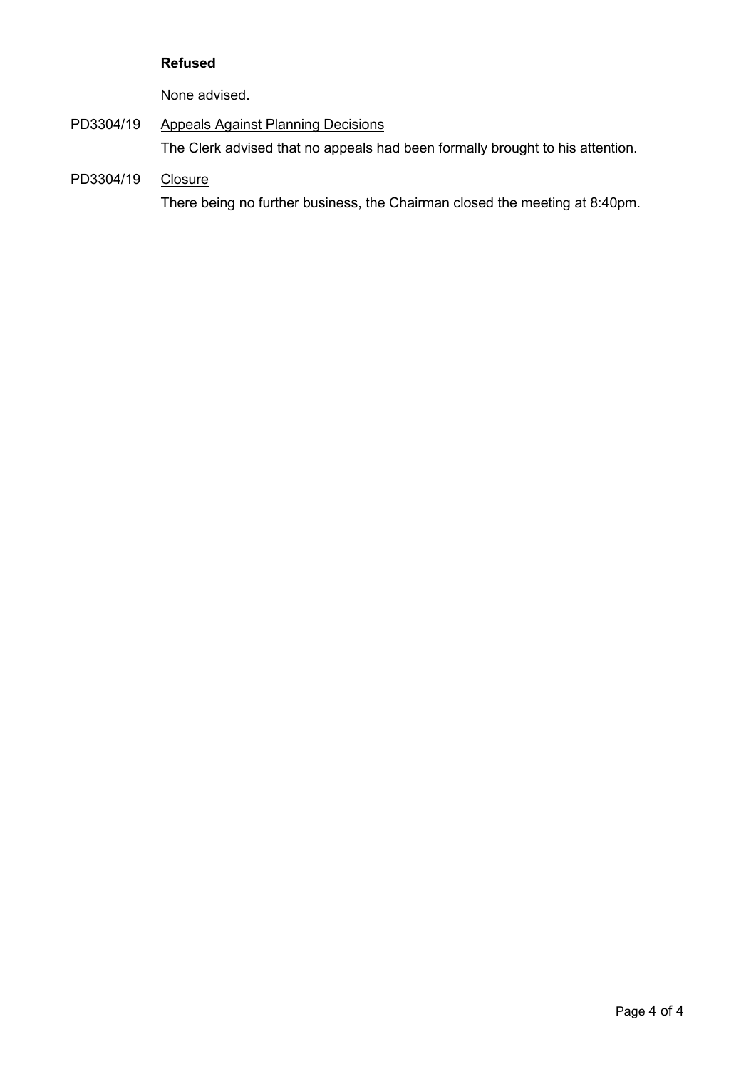**Refused**

None advised.

PD3304/19 Appeals Against Planning Decisions

The Clerk advised that no appeals had been formally brought to his attention.

PD3304/19 Closure

There being no further business, the Chairman closed the meeting at 8:40pm.